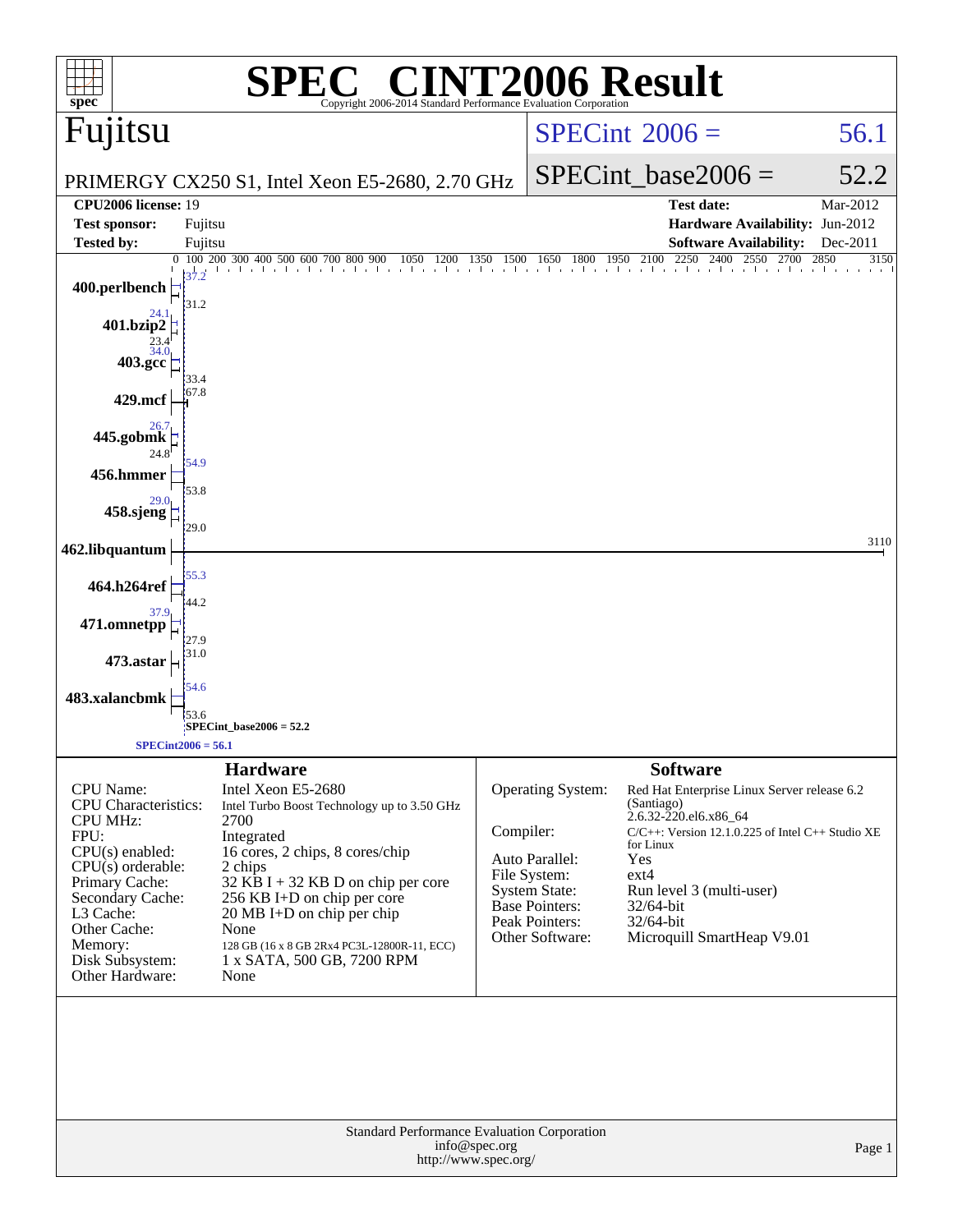# SPEC® CINT2006 Result

Copyright 2006-2014 Standard Performance Evaluation Corporation

## Fujitsu

PRIMERGY CX250 S1, Intel Xeon E5-2680, 2.70 GHz

SPECint2006 = 56.1

SPECint_base2006 = 52.2

| | | | |
|---|---|---|---|
| **CPU2006 license:** | 19 | **Test date:** | Mar-2012 |
| **Test sponsor:** | Fujitsu | **Hardware Availability:** | Jun-2012 |
| **Tested by:** | Fujitsu | **Software Availability:** | Dec-2011 |

| Benchmark | Peak | Base |
|---|---|---|
| 400.perlbench | 37.2 | 31.2 |
| 401.bzip2 | 24.1 | 23.4 |
| 403.gcc | 34.0 | 33.4 |
| 429.mcf | 67.8 | 67.8 |
| 445.gobmk | 26.7 | 24.8 |
| 456.hmmer | 54.9 | 53.8 |
| 458.sjeng | 29.0 | 29.0 |
| 462.libquantum | 3110 | 3110 |
| 464.h264ref | 55.3 | 44.2 |
| 471.omnetpp | 37.9 | 27.9 |
| 473.astar | 31.0 | 31.0 |
| 483.xalancbmk | 54.6 | 53.6 |

SPECint_base2006 = 52.2

SPECint2006 = 56.1

### Hardware

| | |
|---|---|
| CPU Name: | Intel Xeon E5-2680 |
| CPU Characteristics: | Intel Turbo Boost Technology up to 3.50 GHz |
| CPU MHz: | 2700 |
| FPU: | Integrated |
| CPU(s) enabled: | 16 cores, 2 chips, 8 cores/chip |
| CPU(s) orderable: | 2 chips |
| Primary Cache: | 32 KB I + 32 KB D on chip per core |
| Secondary Cache: | 256 KB I+D on chip per core |
| L3 Cache: | 20 MB I+D on chip per chip |
| Other Cache: | None |
| Memory: | 128 GB (16 x 8 GB 2Rx4 PC3L-12800R-11, ECC) |
| Disk Subsystem: | 1 x SATA, 500 GB, 7200 RPM |
| Other Hardware: | None |

### Software

| | |
|---|---|
| Operating System: | Red Hat Enterprise Linux Server release 6.2 (Santiago) 2.6.32-220.el6.x86_64 |
| Compiler: | C/C++: Version 12.1.0.225 of Intel C++ Studio XE for Linux |
| Auto Parallel: | Yes |
| File System: | ext4 |
| System State: | Run level 3 (multi-user) |
| Base Pointers: | 32/64-bit |
| Peak Pointers: | 32/64-bit |
| Other Software: | Microquill SmartHeap V9.01 |

Standard Performance Evaluation Corporation
info@spec.org
http://www.spec.org/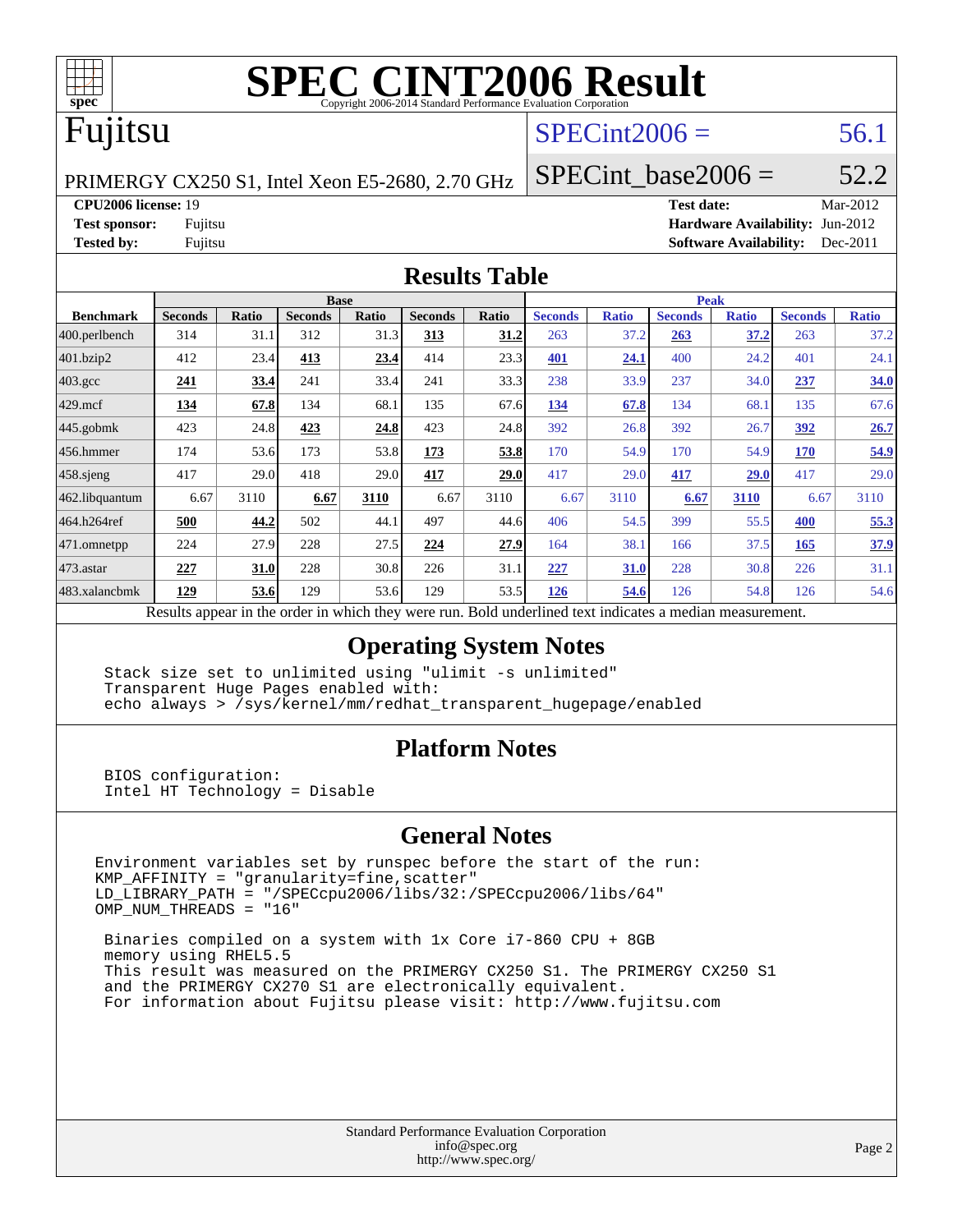# SPEC CINT2006 Result

Copyright 2006-2014 Standard Performance Evaluation Corporation

# Fujitsu

PRIMERGY CX250 S1, Intel Xeon E5-2680, 2.70 GHz

SPECint2006 = 56.1

SPECint_base2006 = 52.2

**CPU2006 license:** 19
**Test sponsor:** Fujitsu
**Tested by:** Fujitsu

**Test date:** Mar-2012
**Hardware Availability:** Jun-2012
**Software Availability:** Dec-2011

## Results Table

| | Base | | | | | | Peak | | | | | |
|---|---|---|---|---|---|---|---|---|---|---|---|---|
| **Benchmark** | **Seconds** | **Ratio** | **Seconds** | **Ratio** | **Seconds** | **Ratio** | **Seconds** | **Ratio** | **Seconds** | **Ratio** | **Seconds** | **Ratio** |
| 400.perlbench | 314 | 31.1 | 312 | 31.3 | **313** | **31.2** | 263 | 37.2 | **263** | **37.2** | 263 | 37.2 |
| 401.bzip2 | 412 | 23.4 | **413** | **23.4** | 414 | 23.3 | **401** | **24.1** | 400 | 24.2 | 401 | 24.1 |
| 403.gcc | **241** | **33.4** | 241 | 33.4 | 241 | 33.3 | 238 | 33.9 | 237 | 34.0 | **237** | **34.0** |
| 429.mcf | **134** | **67.8** | 134 | 68.1 | 135 | 67.6 | **134** | **67.8** | 134 | 68.1 | 135 | 67.6 |
| 445.gobmk | 423 | 24.8 | **423** | **24.8** | 423 | 24.8 | 392 | 26.8 | 392 | 26.7 | **392** | **26.7** |
| 456.hmmer | 174 | 53.6 | 173 | 53.8 | **173** | **53.8** | 170 | 54.9 | 170 | 54.9 | **170** | **54.9** |
| 458.sjeng | 417 | 29.0 | 418 | 29.0 | **417** | **29.0** | 417 | 29.0 | **417** | **29.0** | 417 | 29.0 |
| 462.libquantum | 6.67 | 3110 | **6.67** | **3110** | 6.67 | 3110 | 6.67 | 3110 | **6.67** | **3110** | 6.67 | 3110 |
| 464.h264ref | **500** | **44.2** | 502 | 44.1 | 497 | 44.6 | 406 | 54.5 | 399 | 55.5 | **400** | **55.3** |
| 471.omnetpp | 224 | 27.9 | 228 | 27.5 | **224** | **27.9** | 164 | 38.1 | 166 | 37.5 | **165** | **37.9** |
| 473.astar | **227** | **31.0** | 228 | 30.8 | 226 | 31.1 | **227** | **31.0** | 228 | 30.8 | 226 | 31.1 |
| 483.xalancbmk | **129** | **53.6** | 129 | 53.6 | 129 | 53.5 | **126** | **54.6** | 126 | 54.8 | 126 | 54.6 |

Results appear in the order in which they were run. Bold underlined text indicates a median measurement.

## Operating System Notes

```
Stack size set to unlimited using "ulimit -s unlimited"
Transparent Huge Pages enabled with:
echo always > /sys/kernel/mm/redhat_transparent_hugepage/enabled
```

## Platform Notes

```
BIOS configuration:
Intel HT Technology = Disable
```

## General Notes

```
Environment variables set by runspec before the start of the run:
KMP_AFFINITY = "granularity=fine,scatter"
LD_LIBRARY_PATH = "/SPECcpu2006/libs/32:/SPECcpu2006/libs/64"
OMP_NUM_THREADS = "16"

Binaries compiled on a system with 1x Core i7-860 CPU + 8GB
memory using RHEL5.5
This result was measured on the PRIMERGY CX250 S1. The PRIMERGY CX250 S1
and the PRIMERGY CX270 S1 are electronically equivalent.
For information about Fujitsu please visit: http://www.fujitsu.com
```

Standard Performance Evaluation Corporation
info@spec.org
http://www.spec.org/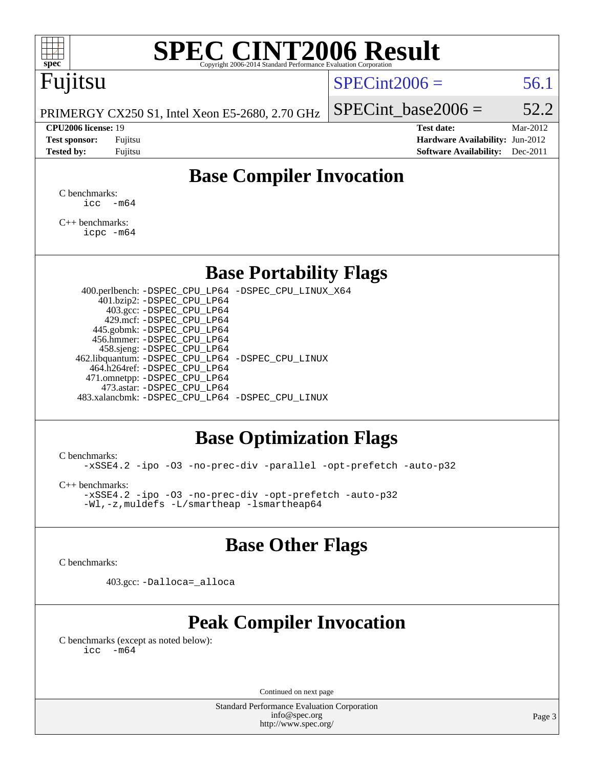# SPEC CINT2006 Result

Copyright 2006-2014 Standard Performance Evaluation Corporation

## Fujitsu

PRIMERGY CX250 S1, Intel Xeon E5-2680, 2.70 GHz

SPECint2006 = 56.1

SPECint_base2006 = 52.2

**CPU2006 license:** 19
**Test sponsor:** Fujitsu
**Tested by:** Fujitsu

**Test date:** Mar-2012
**Hardware Availability:** Jun-2012
**Software Availability:** Dec-2011

## Base Compiler Invocation

C benchmarks:
```
icc  -m64
```

C++ benchmarks:
```
icpc -m64
```

## Base Portability Flags

| Benchmark | Flags |
|---|---|
| 400.perlbench: | -DSPEC_CPU_LP64 -DSPEC_CPU_LINUX_X64 |
| 401.bzip2: | -DSPEC_CPU_LP64 |
| 403.gcc: | -DSPEC_CPU_LP64 |
| 429.mcf: | -DSPEC_CPU_LP64 |
| 445.gobmk: | -DSPEC_CPU_LP64 |
| 456.hmmer: | -DSPEC_CPU_LP64 |
| 458.sjeng: | -DSPEC_CPU_LP64 |
| 462.libquantum: | -DSPEC_CPU_LP64 -DSPEC_CPU_LINUX |
| 464.h264ref: | -DSPEC_CPU_LP64 |
| 471.omnetpp: | -DSPEC_CPU_LP64 |
| 473.astar: | -DSPEC_CPU_LP64 |
| 483.xalancbmk: | -DSPEC_CPU_LP64 -DSPEC_CPU_LINUX |

## Base Optimization Flags

C benchmarks:
```
-xSSE4.2 -ipo -O3 -no-prec-div -parallel -opt-prefetch -auto-p32
```

C++ benchmarks:
```
-xSSE4.2 -ipo -O3 -no-prec-div -opt-prefetch -auto-p32
-Wl,-z,muldefs -L/smartheap -lsmartheap64
```

## Base Other Flags

C benchmarks:

403.gcc: `-Dalloca=_alloca`

## Peak Compiler Invocation

C benchmarks (except as noted below):
```
icc  -m64
```

Continued on next page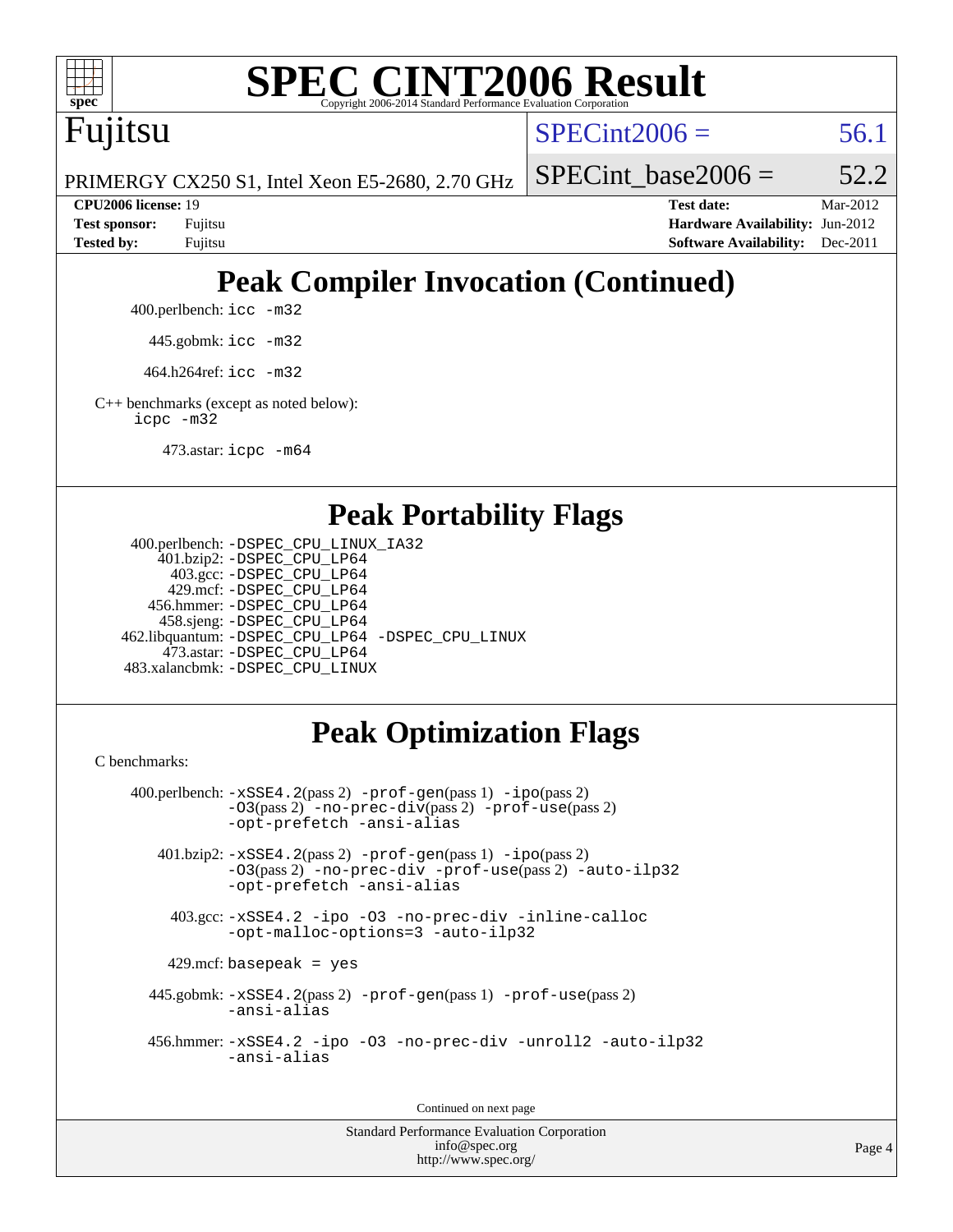# SPEC CINT2006 Result

Copyright 2006-2014 Standard Performance Evaluation Corporation

Fujitsu

PRIMERGY CX250 S1, Intel Xeon E5-2680, 2.70 GHz

SPECint2006 = 56.1

SPECint_base2006 = 52.2

**CPU2006 license:** 19
**Test sponsor:** Fujitsu
**Tested by:** Fujitsu

**Test date:** Mar-2012
**Hardware Availability:** Jun-2012
**Software Availability:** Dec-2011

## Peak Compiler Invocation (Continued)

400.perlbench: `icc -m32`

445.gobmk: `icc -m32`

464.h264ref: `icc -m32`

C++ benchmarks (except as noted below):
`icpc -m32`

473.astar: `icpc -m64`

## Peak Portability Flags

400.perlbench: `-DSPEC_CPU_LINUX_IA32`
401.bzip2: `-DSPEC_CPU_LP64`
403.gcc: `-DSPEC_CPU_LP64`
429.mcf: `-DSPEC_CPU_LP64`
456.hmmer: `-DSPEC_CPU_LP64`
458.sjeng: `-DSPEC_CPU_LP64`
462.libquantum: `-DSPEC_CPU_LP64 -DSPEC_CPU_LINUX`
473.astar: `-DSPEC_CPU_LP64`
483.xalancbmk: `-DSPEC_CPU_LINUX`

## Peak Optimization Flags

C benchmarks:

400.perlbench: `-xSSE4.2`(pass 2) `-prof-gen`(pass 1) `-ipo`(pass 2) `-O3`(pass 2) `-no-prec-div`(pass 2) `-prof-use`(pass 2) `-opt-prefetch -ansi-alias`

401.bzip2: `-xSSE4.2`(pass 2) `-prof-gen`(pass 1) `-ipo`(pass 2) `-O3`(pass 2) `-no-prec-div -prof-use`(pass 2) `-auto-ilp32 -opt-prefetch -ansi-alias`

403.gcc: `-xSSE4.2 -ipo -O3 -no-prec-div -inline-calloc -opt-malloc-options=3 -auto-ilp32`

429.mcf: `basepeak = yes`

445.gobmk: `-xSSE4.2`(pass 2) `-prof-gen`(pass 1) `-prof-use`(pass 2) `-ansi-alias`

456.hmmer: `-xSSE4.2 -ipo -O3 -no-prec-div -unroll2 -auto-ilp32 -ansi-alias`

Continued on next page

Standard Performance Evaluation Corporation
info@spec.org
http://www.spec.org/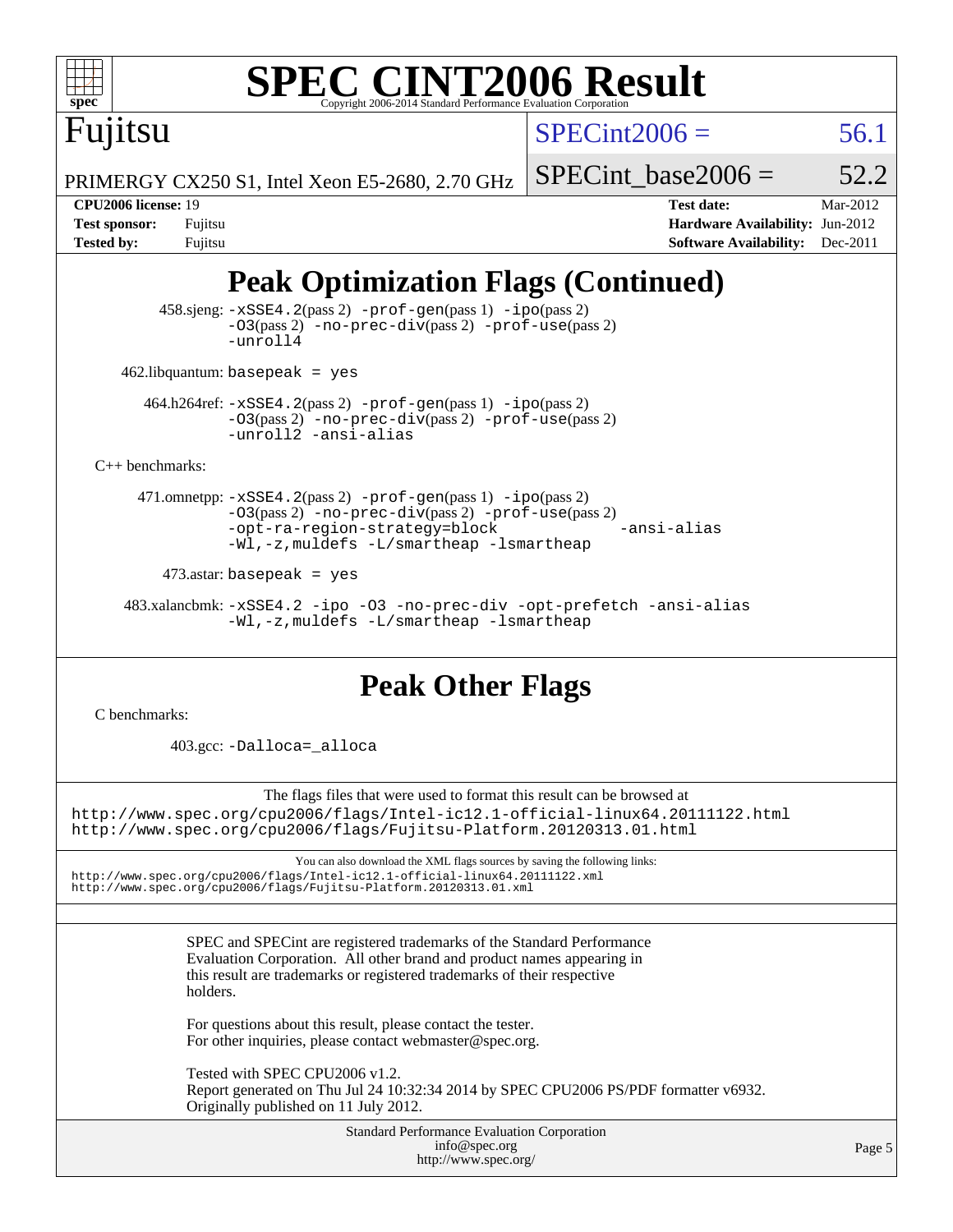# SPEC CINT2006 Result

Copyright 2006-2014 Standard Performance Evaluation Corporation

Fujitsu

PRIMERGY CX250 S1, Intel Xeon E5-2680, 2.70 GHz

SPECint2006 = 56.1

SPECint_base2006 = 52.2

**CPU2006 license:** 19
**Test sponsor:** Fujitsu
**Tested by:** Fujitsu

**Test date:** Mar-2012
**Hardware Availability:** Jun-2012
**Software Availability:** Dec-2011

## Peak Optimization Flags (Continued)

458.sjeng: -xSSE4.2(pass 2) -prof-gen(pass 1) -ipo(pass 2) -O3(pass 2) -no-prec-div(pass 2) -prof-use(pass 2) -unroll4

462.libquantum: basepeak = yes

464.h264ref: -xSSE4.2(pass 2) -prof-gen(pass 1) -ipo(pass 2) -O3(pass 2) -no-prec-div(pass 2) -prof-use(pass 2) -unroll2 -ansi-alias

C++ benchmarks:

471.omnetpp: -xSSE4.2(pass 2) -prof-gen(pass 1) -ipo(pass 2) -O3(pass 2) -no-prec-div(pass 2) -prof-use(pass 2) -opt-ra-region-strategy=block -ansi-alias -Wl,-z,muldefs -L/smartheap -lsmartheap

473.astar: basepeak = yes

483.xalancbmk: -xSSE4.2 -ipo -O3 -no-prec-div -opt-prefetch -ansi-alias -Wl,-z,muldefs -L/smartheap -lsmartheap

## Peak Other Flags

C benchmarks:

403.gcc: -Dalloca=_alloca

The flags files that were used to format this result can be browsed at
http://www.spec.org/cpu2006/flags/Intel-ic12.1-official-linux64.20111122.html
http://www.spec.org/cpu2006/flags/Fujitsu-Platform.20120313.01.html

You can also download the XML flags sources by saving the following links:
http://www.spec.org/cpu2006/flags/Intel-ic12.1-official-linux64.20111122.xml
http://www.spec.org/cpu2006/flags/Fujitsu-Platform.20120313.01.xml

SPEC and SPECint are registered trademarks of the Standard Performance Evaluation Corporation. All other brand and product names appearing in this result are trademarks or registered trademarks of their respective holders.

For questions about this result, please contact the tester.
For other inquiries, please contact webmaster@spec.org.

Tested with SPEC CPU2006 v1.2.
Report generated on Thu Jul 24 10:32:34 2014 by SPEC CPU2006 PS/PDF formatter v6932.
Originally published on 11 July 2012.

Standard Performance Evaluation Corporation
info@spec.org
http://www.spec.org/